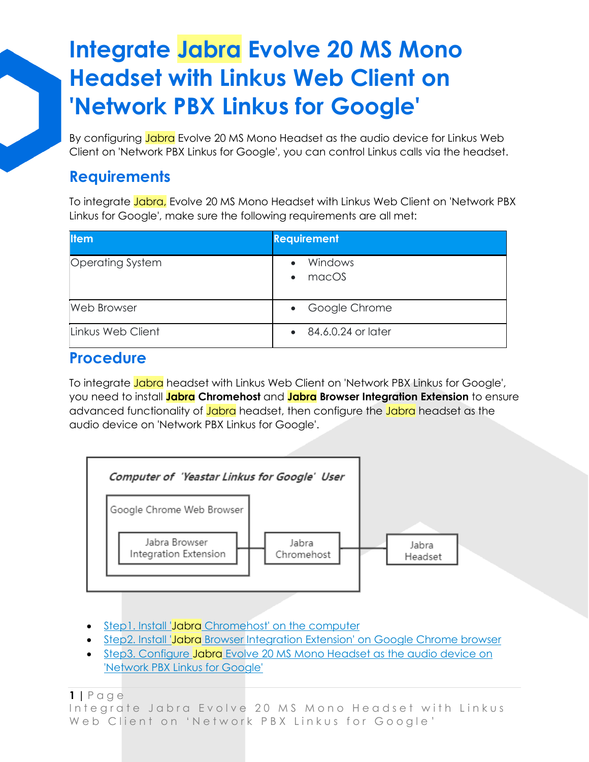# Integrate Jabra Evolve 20 MS Mono Headset with Linkus Web Client on 'Network PBX Linkus for Google'

By configuring Jabra Evolve 20 MS Mono Headset as the audio device for Linkus Web Client on 'Network PBX Linkus for Google', you can control Linkus calls via the headset.

## Requirements

To integrate Jabra, Evolve 20 MS Mono Headset with Linkus Web Client on 'Network PBX Linkus for Google', make sure the following requirements are all met:

| Item | Requirement |
|---|---|
| Operating System | • Windows<br>• macOS |
| Web Browser | • Google Chrome |
| Linkus Web Client | • 84.6.0.24 or later |

## Procedure

To integrate Jabra headset with Linkus Web Client on 'Network PBX Linkus for Google', you need to install **Jabra Chromehost** and **Jabra Browser Integration Extension** to ensure advanced functionality of Jabra headset, then configure the Jabra headset as the audio device on 'Network PBX Linkus for Google'.

*Computer of 'Yeastar Linkus for Google' User*

Google Chrome Web Browser

Jabra Browser Integration Extension — Jabra Chromehost — Jabra Headset

- Step1. Install 'Jabra Chromehost' on the computer
- Step2. Install 'Jabra Browser Integration Extension' on Google Chrome browser
- Step3. Configure Jabra Evolve 20 MS Mono Headset as the audio device on 'Network PBX Linkus for Google'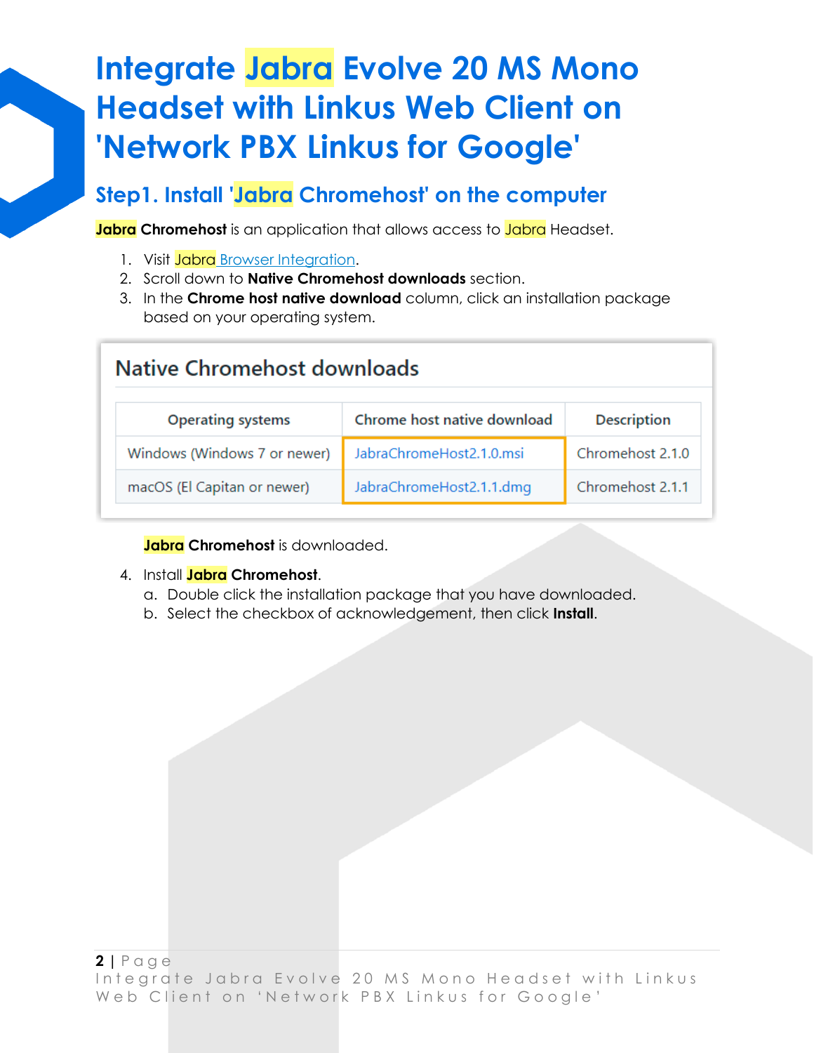# Integrate Jabra Evolve 20 MS Mono Headset with Linkus Web Client on 'Network PBX Linkus for Google'

## Step1. Install 'Jabra Chromehost' on the computer

**Jabra Chromehost** is an application that allows access to Jabra Headset.

1. Visit Jabra Browser Integration.
2. Scroll down to **Native Chromehost downloads** section.
3. In the **Chrome host native download** column, click an installation package based on your operating system.

Native Chromehost downloads

| Operating systems | Chrome host native download | Description |
| --- | --- | --- |
| Windows (Windows 7 or newer) | JabraChromeHost2.1.0.msi | Chromehost 2.1.0 |
| macOS (El Capitan or newer) | JabraChromeHost2.1.1.dmg | Chromehost 2.1.1 |

   **Jabra Chromehost** is downloaded.

4. Install **Jabra Chromehost**.
   a. Double click the installation package that you have downloaded.
   b. Select the checkbox of acknowledgement, then click **Install**.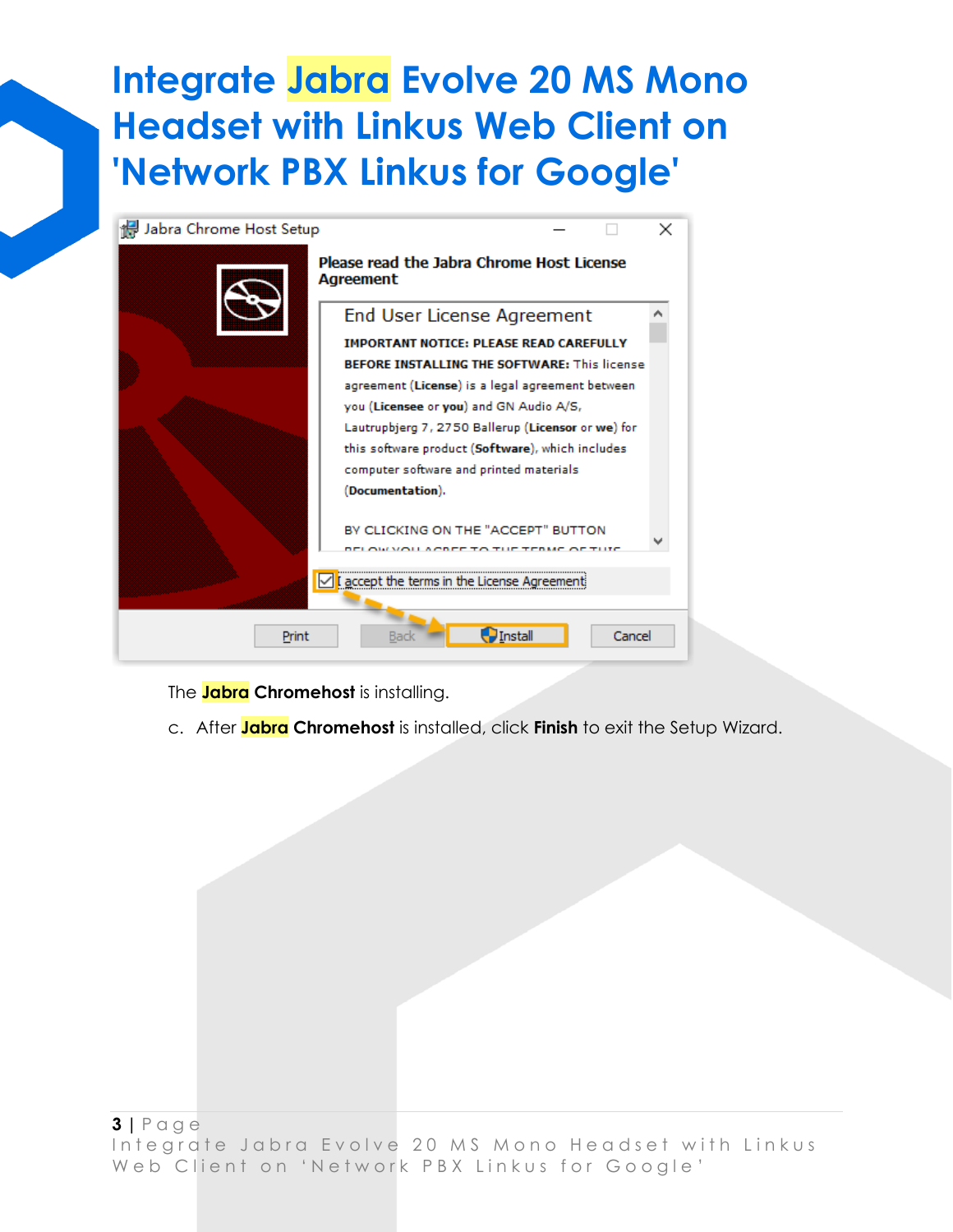# Integrate Jabra Evolve 20 MS Mono Headset with Linkus Web Client on 'Network PBX Linkus for Google'

The **Jabra Chromehost** is installing.

c. After **Jabra Chromehost** is installed, click **Finish** to exit the Setup Wizard.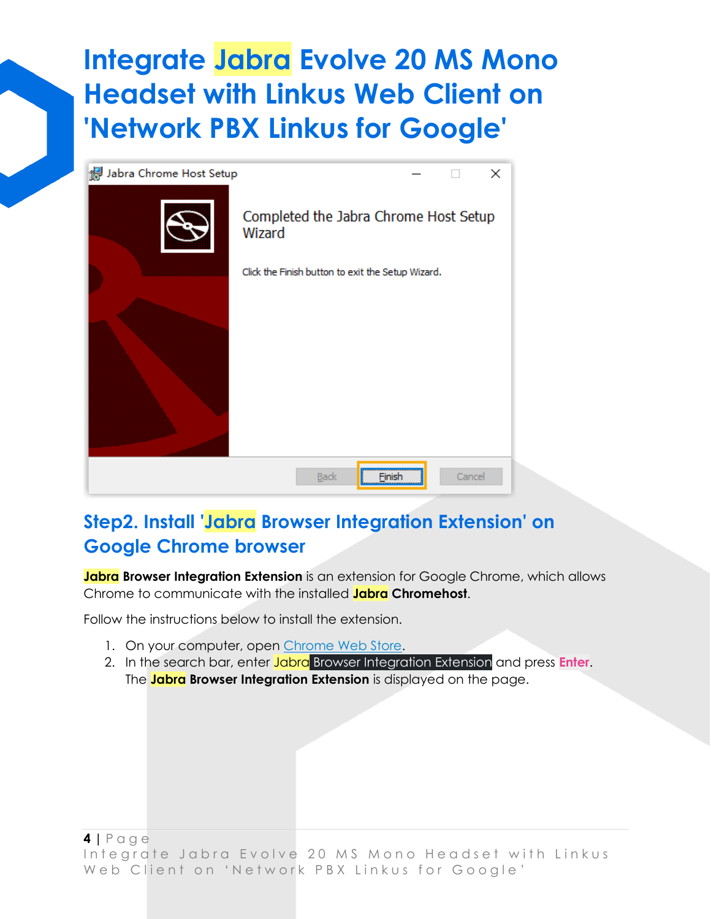# Integrate Jabra Evolve 20 MS Mono Headset with Linkus Web Client on 'Network PBX Linkus for Google'

## Step2. Install 'Jabra Browser Integration Extension' on Google Chrome browser

**Jabra Browser Integration Extension** is an extension for Google Chrome, which allows Chrome to communicate with the installed **Jabra Chromehost**.

Follow the instructions below to install the extension.

1. On your computer, open Chrome Web Store.
2. In the search bar, enter Jabra Browser Integration Extension and press **Enter**.
   The **Jabra Browser Integration Extension** is displayed on the page.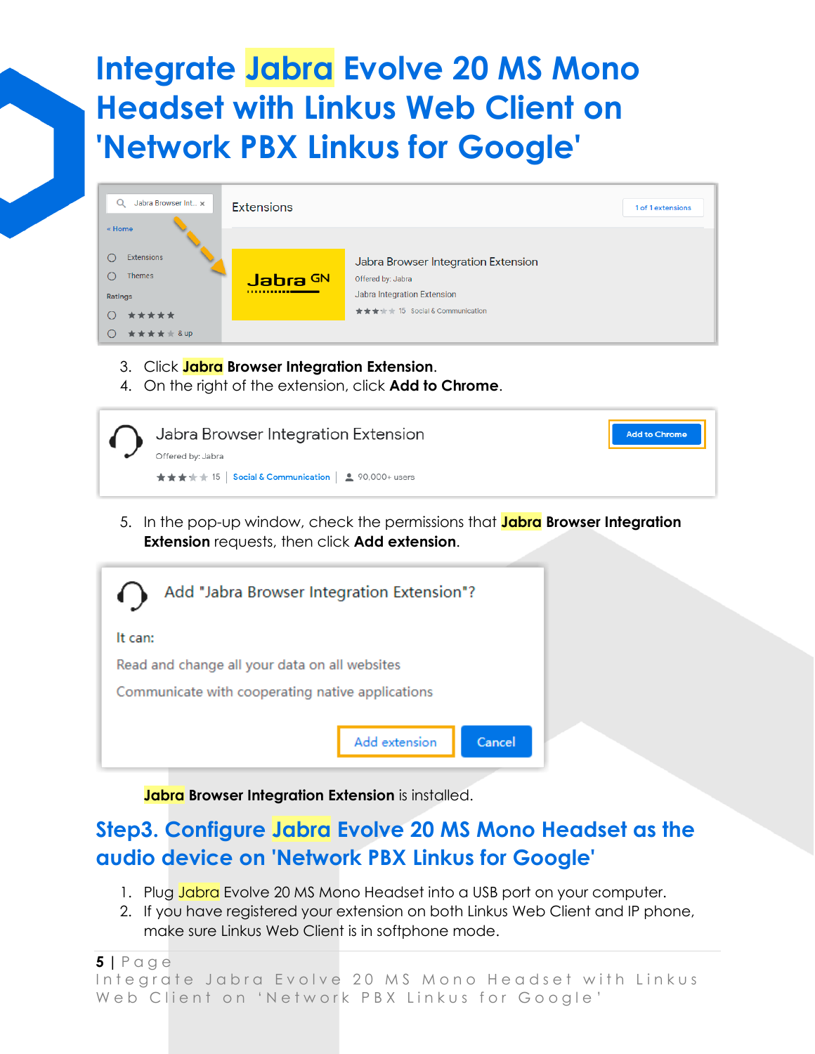# Integrate Jabra Evolve 20 MS Mono Headset with Linkus Web Client on 'Network PBX Linkus for Google'

3. Click **Jabra Browser Integration Extension**.
4. On the right of the extension, click **Add to Chrome**.

5. In the pop-up window, check the permissions that **Jabra Browser Integration Extension** requests, then click **Add extension**.

**Jabra Browser Integration Extension** is installed.

## Step3. Configure Jabra Evolve 20 MS Mono Headset as the audio device on 'Network PBX Linkus for Google'

1. Plug Jabra Evolve 20 MS Mono Headset into a USB port on your computer.
2. If you have registered your extension on both Linkus Web Client and IP phone, make sure Linkus Web Client is in softphone mode.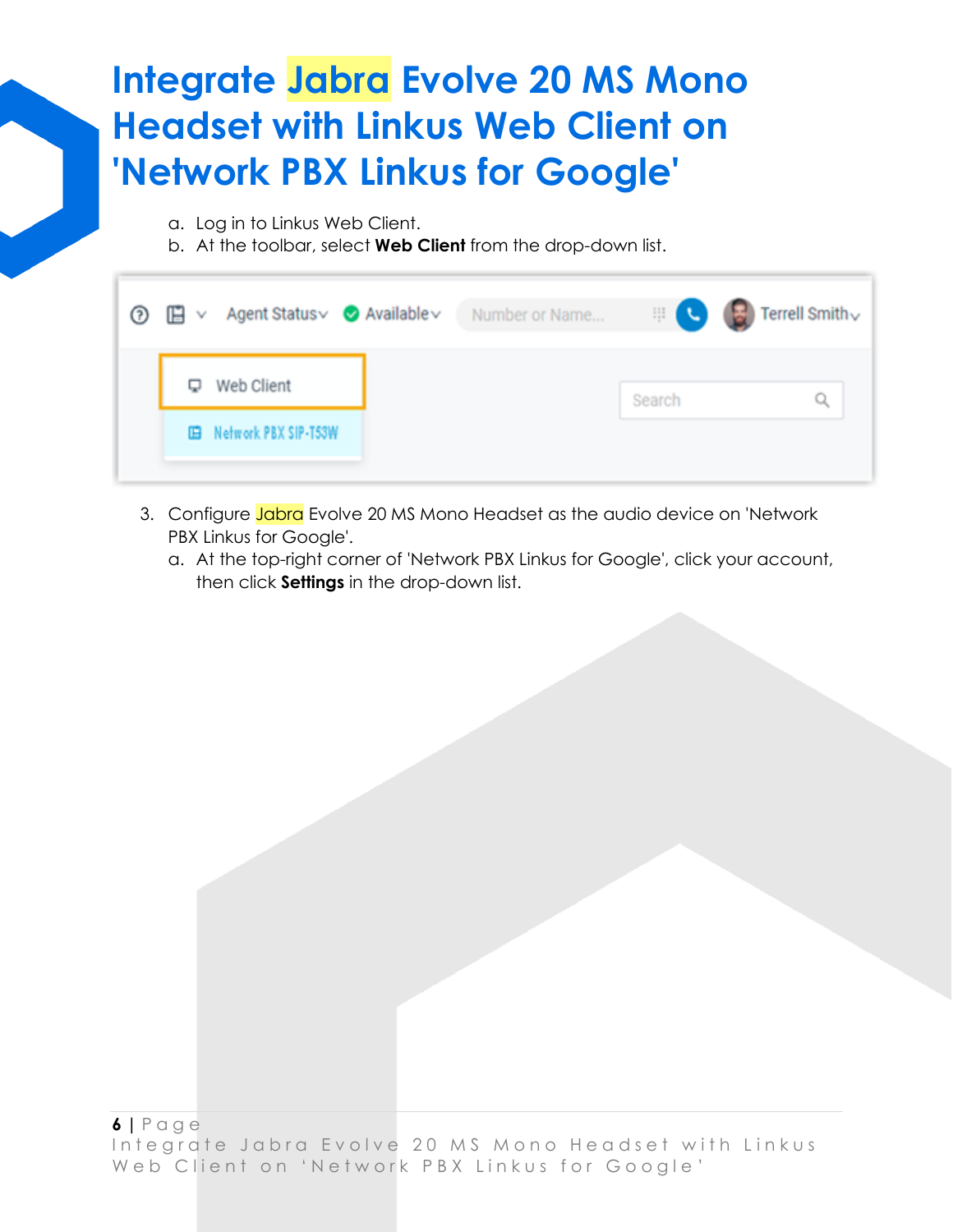# Integrate Jabra Evolve 20 MS Mono Headset with Linkus Web Client on 'Network PBX Linkus for Google'

a. Log in to Linkus Web Client.

b. At the toolbar, select **Web Client** from the drop-down list.

3. Configure Jabra Evolve 20 MS Mono Headset as the audio device on 'Network PBX Linkus for Google'.

   a. At the top-right corner of 'Network PBX Linkus for Google', click your account, then click **Settings** in the drop-down list.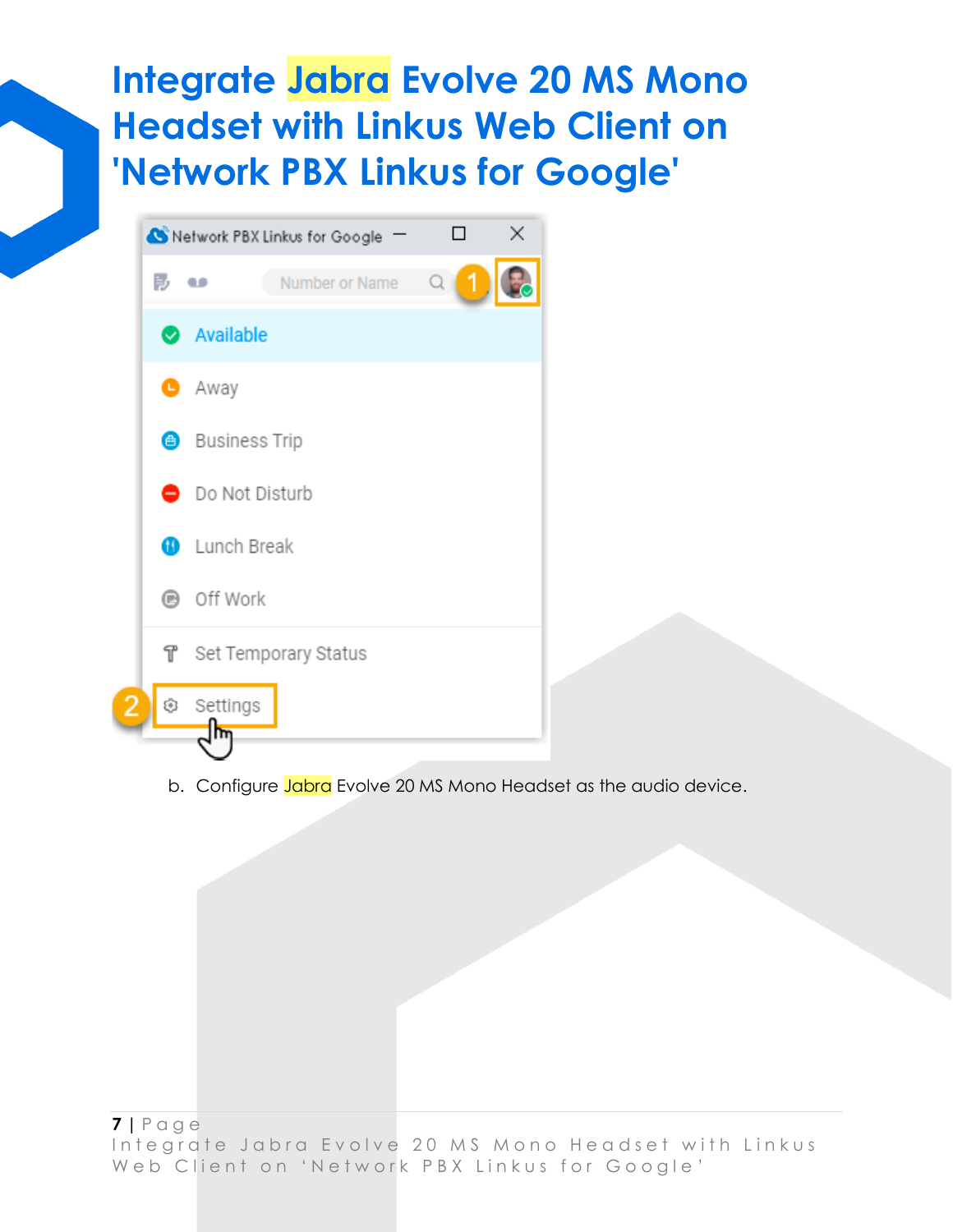# Integrate Jabra Evolve 20 MS Mono Headset with Linkus Web Client on 'Network PBX Linkus for Google'

b. Configure Jabra Evolve 20 MS Mono Headset as the audio device.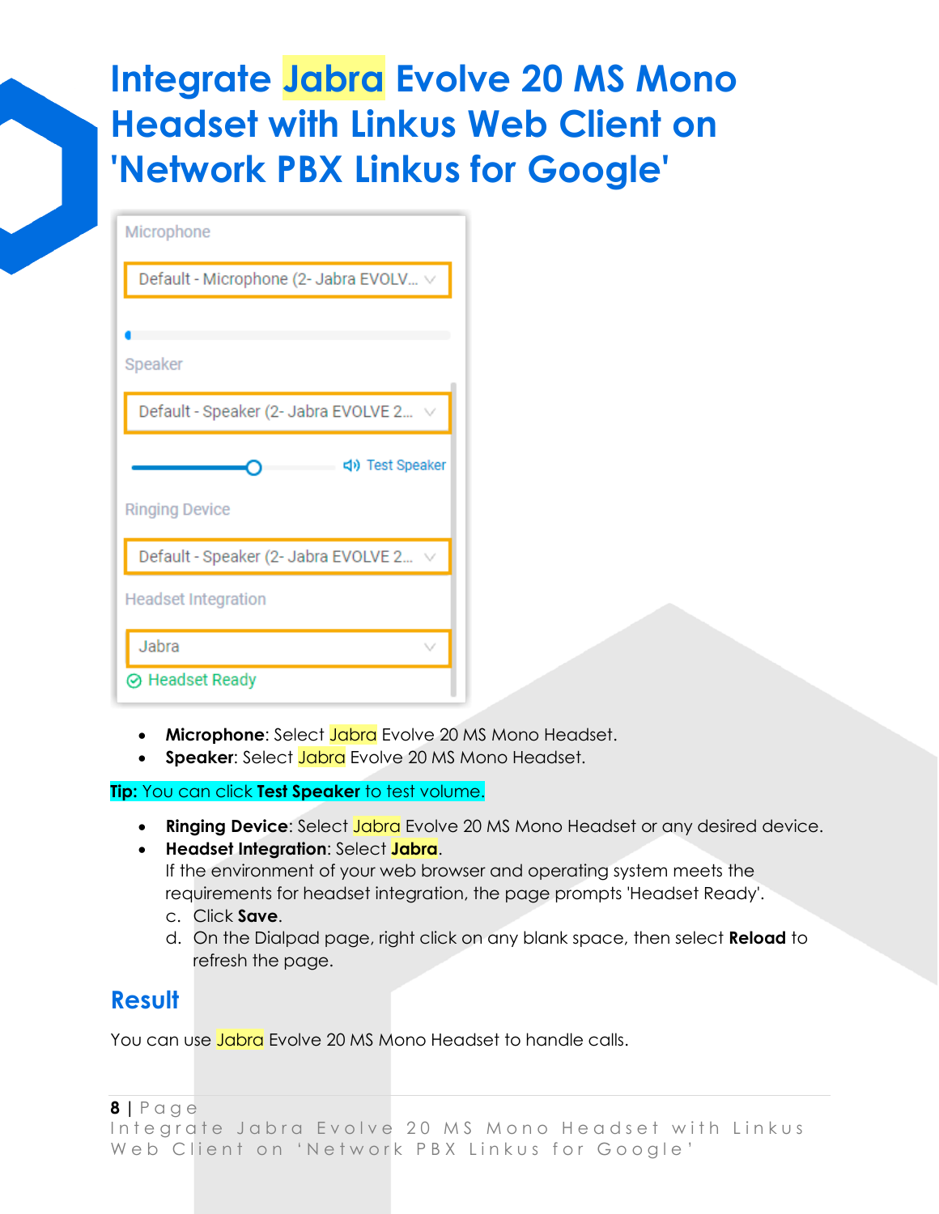# Integrate Jabra Evolve 20 MS Mono Headset with Linkus Web Client on 'Network PBX Linkus for Google'

- **Microphone**: Select Jabra Evolve 20 MS Mono Headset.
- **Speaker**: Select Jabra Evolve 20 MS Mono Headset.

**Tip:** You can click **Test Speaker** to test volume.

- **Ringing Device**: Select Jabra Evolve 20 MS Mono Headset or any desired device.
- **Headset Integration**: Select **Jabra**.
  If the environment of your web browser and operating system meets the requirements for headset integration, the page prompts 'Headset Ready'.

c. Click **Save**.

d. On the Dialpad page, right click on any blank space, then select **Reload** to refresh the page.

## Result

You can use Jabra Evolve 20 MS Mono Headset to handle calls.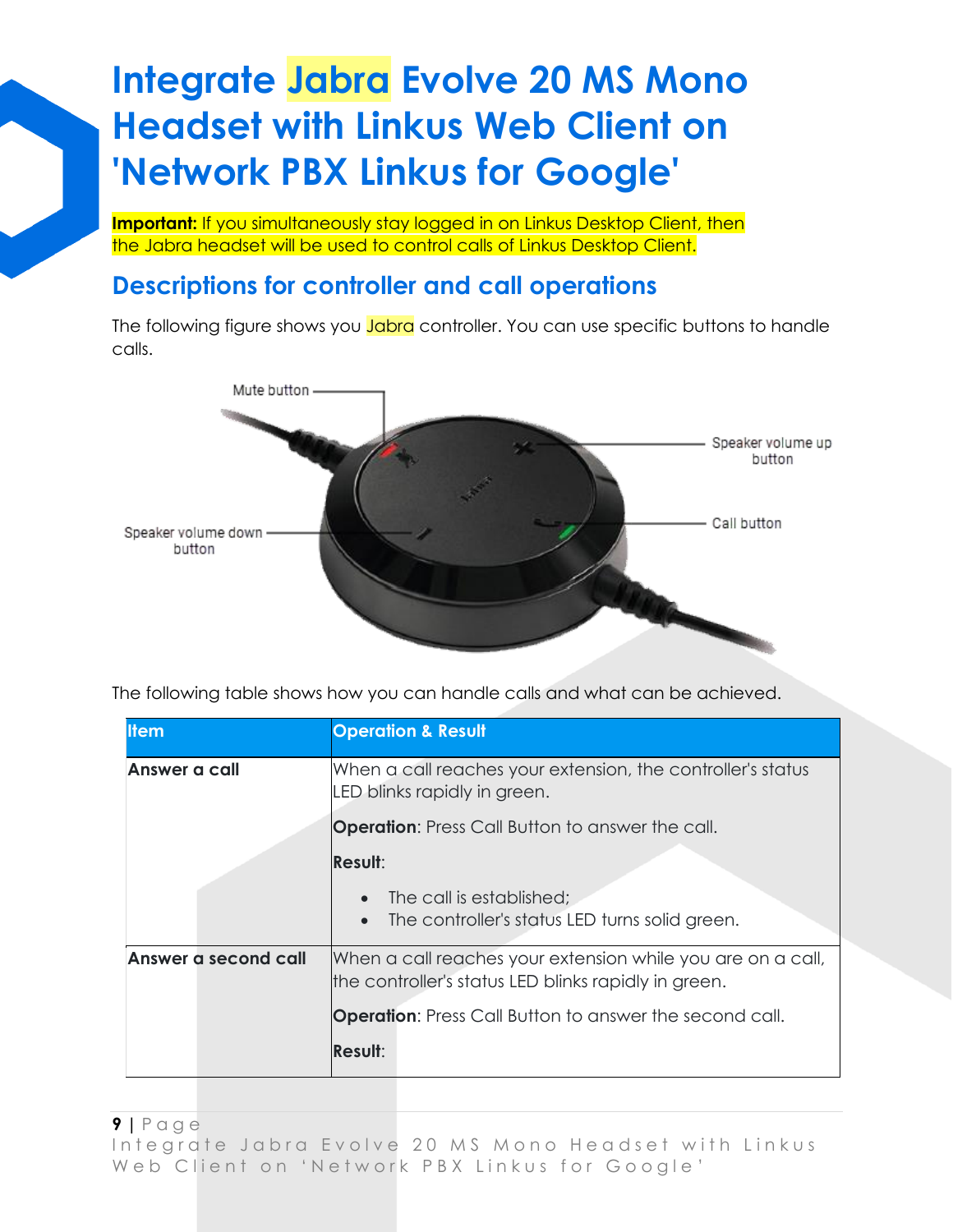# Integrate Jabra Evolve 20 MS Mono Headset with Linkus Web Client on 'Network PBX Linkus for Google'

**Important:** If you simultaneously stay logged in on Linkus Desktop Client, then the Jabra headset will be used to control calls of Linkus Desktop Client.

## Descriptions for controller and call operations

The following figure shows you Jabra controller. You can use specific buttons to handle calls.

Mute button

Speaker volume up button

Call button

Speaker volume down button

The following table shows how you can handle calls and what can be achieved.

| Item | Operation & Result |
|---|---|
| **Answer a call** | When a call reaches your extension, the controller's status LED blinks rapidly in green.<br><br>**Operation**: Press Call Button to answer the call.<br><br>**Result**:<br>• The call is established;<br>• The controller's status LED turns solid green. |
| **Answer a second call** | When a call reaches your extension while you are on a call, the controller's status LED blinks rapidly in green.<br><br>**Operation**: Press Call Button to answer the second call.<br><br>**Result**: |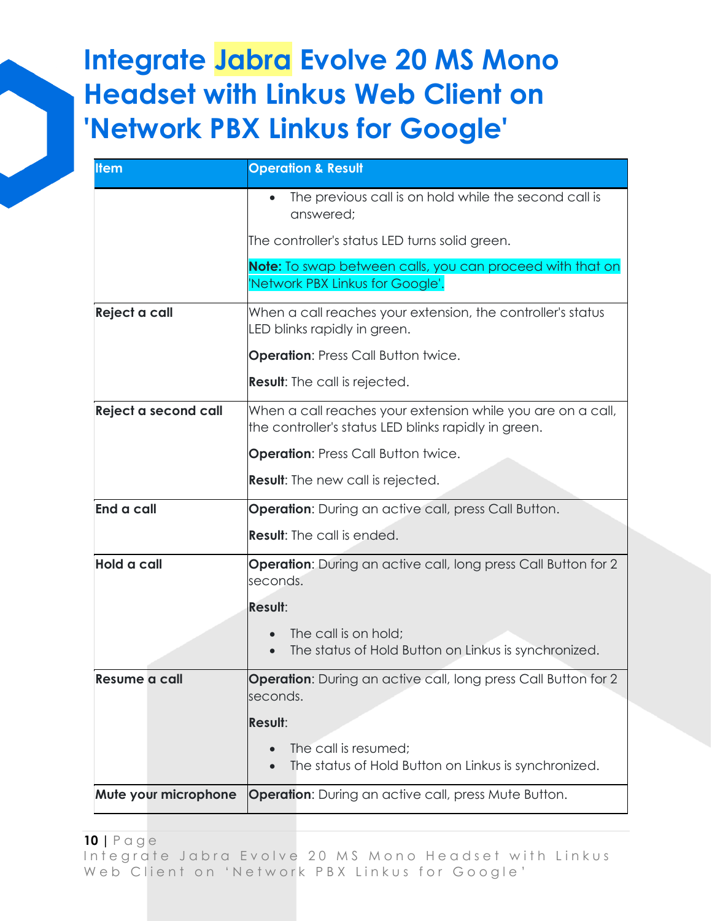# Integrate Jabra Evolve 20 MS Mono Headset with Linkus Web Client on 'Network PBX Linkus for Google'

| Item | Operation & Result |
|---|---|
| | • The previous call is on hold while the second call is answered;<br><br>The controller's status LED turns solid green.<br><br>**Note:** To swap between calls, you can proceed with that on 'Network PBX Linkus for Google'. |
| **Reject a call** | When a call reaches your extension, the controller's status LED blinks rapidly in green.<br><br>**Operation**: Press Call Button twice.<br><br>**Result**: The call is rejected. |
| **Reject a second call** | When a call reaches your extension while you are on a call, the controller's status LED blinks rapidly in green.<br><br>**Operation**: Press Call Button twice.<br><br>**Result**: The new call is rejected. |
| **End a call** | **Operation**: During an active call, press Call Button.<br><br>**Result**: The call is ended. |
| **Hold a call** | **Operation**: During an active call, long press Call Button for 2 seconds.<br><br>**Result**:<br><br>• The call is on hold;<br>• The status of Hold Button on Linkus is synchronized. |
| **Resume a call** | **Operation**: During an active call, long press Call Button for 2 seconds.<br><br>**Result**:<br><br>• The call is resumed;<br>• The status of Hold Button on Linkus is synchronized. |
| **Mute your microphone** | **Operation**: During an active call, press Mute Button. |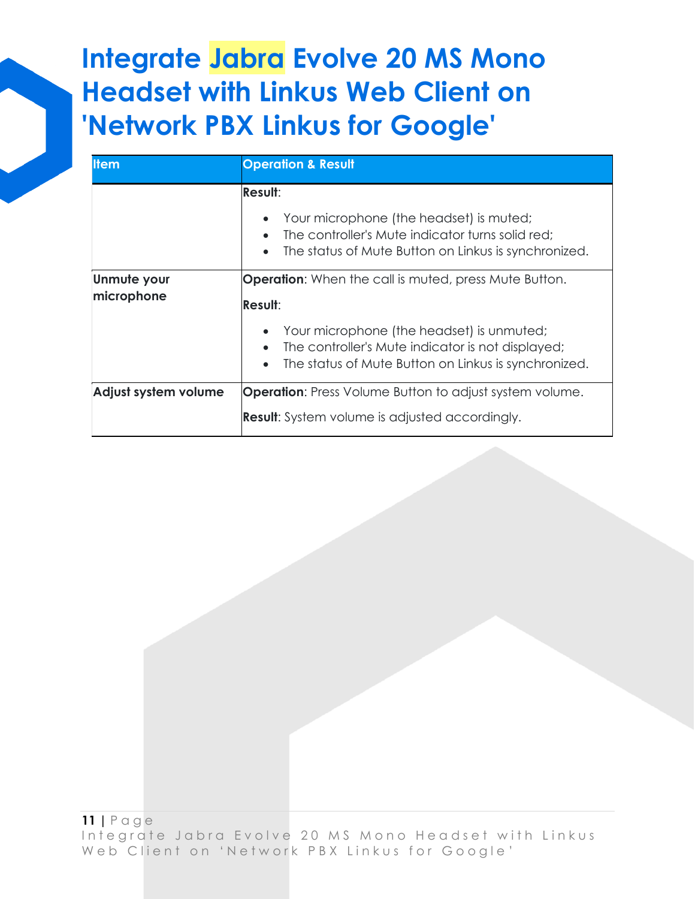# Integrate Jabra Evolve 20 MS Mono Headset with Linkus Web Client on 'Network PBX Linkus for Google'

| Item | Operation & Result |
|---|---|
| | **Result**:<br>• Your microphone (the headset) is muted;<br>• The controller's Mute indicator turns solid red;<br>• The status of Mute Button on Linkus is synchronized. |
| **Unmute your microphone** | **Operation**: When the call is muted, press Mute Button.<br>**Result**:<br>• Your microphone (the headset) is unmuted;<br>• The controller's Mute indicator is not displayed;<br>• The status of Mute Button on Linkus is synchronized. |
| **Adjust system volume** | **Operation**: Press Volume Button to adjust system volume.<br>**Result**: System volume is adjusted accordingly. |